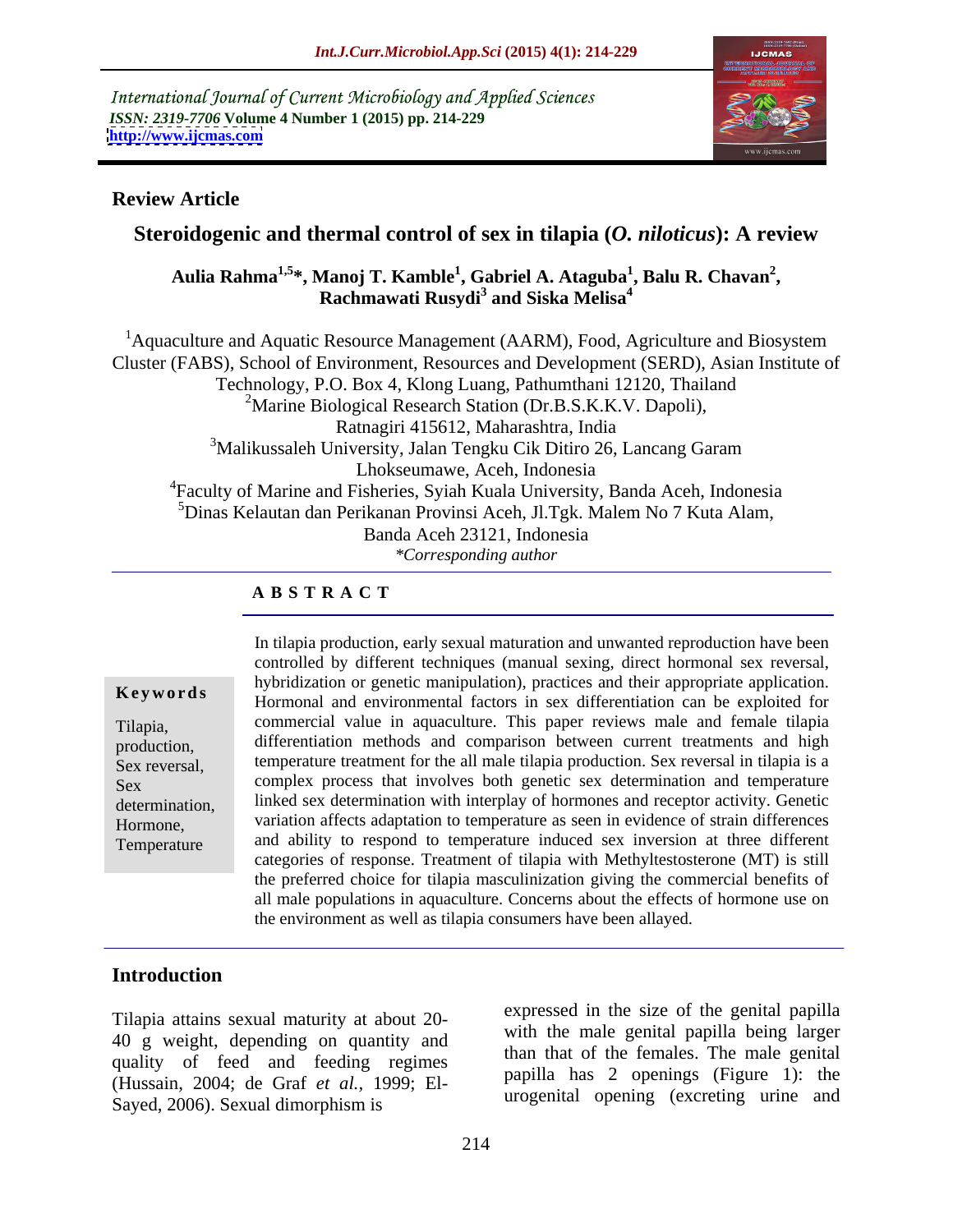International Journal of Current Microbiology and Applied Sciences
*ISSN: 2319-7706* **Volume 4 Number 1 (2015) pp. 214-229**
**http://www.ijcmas.com**

**Review Article**

# Steroidogenic and thermal control of sex in tilapia (*O. niloticus*): A review

**Aulia Rahma[1,5]*, Manoj T. Kamble[1], Gabriel A. Ataguba[1], Balu R. Chavan[2], Rachmawati Rusydi[3] and Siska Melisa[4]**

[1]Aquaculture and Aquatic Resource Management (AARM), Food, Agriculture and Biosystem Cluster (FABS), School of Environment, Resources and Development (SERD), Asian Institute of Technology, P.O. Box 4, Klong Luang, Pathumthani 12120, Thailand
[2]Marine Biological Research Station (Dr.B.S.K.K.V. Dapoli), Ratnagiri 415612, Maharashtra, India
[3]Malikussaleh University, Jalan Tengku Cik Ditiro 26, Lancang Garam Lhokseumawe, Aceh, Indonesia
[4]Faculty of Marine and Fisheries, Syiah Kuala University, Banda Aceh, Indonesia
[5]Dinas Kelautan dan Perikanan Provinsi Aceh, Jl.Tgk. Malem No 7 Kuta Alam, Banda Aceh 23121, Indonesia
*\*Corresponding author*

**A B S T R A C T**

**Keywords**

Tilapia, production, Sex reversal, Sex determination, Hormone, Temperature

In tilapia production, early sexual maturation and unwanted reproduction have been controlled by different techniques (manual sexing, direct hormonal sex reversal, hybridization or genetic manipulation), practices and their appropriate application. Hormonal and environmental factors in sex differentiation can be exploited for commercial value in aquaculture. This paper reviews male and female tilapia differentiation methods and comparison between current treatments and high temperature treatment for the all male tilapia production. Sex reversal in tilapia is a complex process that involves both genetic sex determination and temperature linked sex determination with interplay of hormones and receptor activity. Genetic variation affects adaptation to temperature as seen in evidence of strain differences and ability to respond to temperature induced sex inversion at three different categories of response. Treatment of tilapia with Methyltestosterone (MT) is still the preferred choice for tilapia masculinization giving the commercial benefits of all male populations in aquaculture. Concerns about the effects of hormone use on the environment as well as tilapia consumers have been allayed.

## Introduction

Tilapia attains sexual maturity at about 20-40 g weight, depending on quantity and quality of feed and feeding regimes (Hussain, 2004; de Graf *et al.*, 1999; El-Sayed, 2006). Sexual dimorphism is expressed in the size of the genital papilla with the male genital papilla being larger than that of the females. The male genital papilla has 2 openings (Figure 1): the urogenital opening (excreting urine and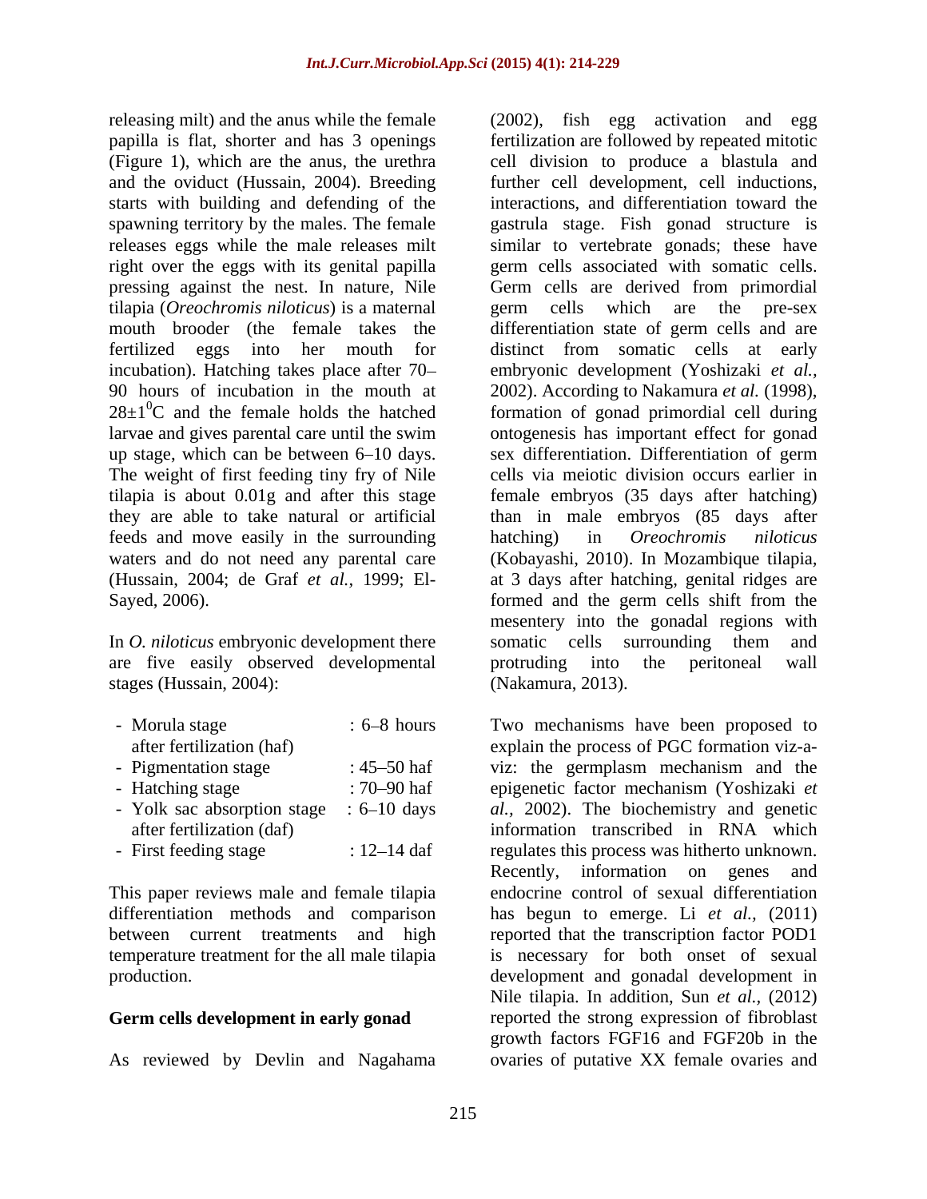releasing milt) and the anus while the female papilla is flat, shorter and has 3 openings (Figure 1), which are the anus, the urethra and the oviduct (Hussain, 2004). Breeding starts with building and defending of the spawning territory by the males. The female releases eggs while the male releases milt right over the eggs with its genital papilla pressing against the nest. In nature, Nile tilapia (*Oreochromis niloticus*) is a maternal mouth brooder (the female takes the fertilized eggs into her mouth for incubation). Hatching takes place after 70–90 hours of incubation in the mouth at $28\pm1^{0}$C and the female holds the hatched larvae and gives parental care until the swim up stage, which can be between 6–10 days. The weight of first feeding tiny fry of Nile tilapia is about 0.01g and after this stage they are able to take natural or artificial feeds and move easily in the surrounding waters and do not need any parental care (Hussain, 2004; de Graf *et al.,* 1999; El-Sayed, 2006).

In *O. niloticus* embryonic development there are five easily observed developmental stages (Hussain, 2004):

- Morula stage : 6–8 hours after fertilization (haf)
- Pigmentation stage : 45–50 haf
- Hatching stage : 70–90 haf
- Yolk sac absorption stage : 6–10 days after fertilization (daf)
- First feeding stage : 12–14 daf

This paper reviews male and female tilapia differentiation methods and comparison between current treatments and high temperature treatment for the all male tilapia production.

## Germ cells development in early gonad

As reviewed by Devlin and Nagahama (2002), fish egg activation and egg fertilization are followed by repeated mitotic cell division to produce a blastula and further cell development, cell inductions, interactions, and differentiation toward the gastrula stage. Fish gonad structure is similar to vertebrate gonads; these have germ cells associated with somatic cells. Germ cells are derived from primordial germ cells which are the pre-sex differentiation state of germ cells and are distinct from somatic cells at early embryonic development (Yoshizaki *et al.,* 2002). According to Nakamura *et al.* (1998), formation of gonad primordial cell during ontogenesis has important effect for gonad sex differentiation. Differentiation of germ cells via meiotic division occurs earlier in female embryos (35 days after hatching) than in male embryos (85 days after hatching) in *Oreochromis niloticus* (Kobayashi, 2010). In Mozambique tilapia, at 3 days after hatching, genital ridges are formed and the germ cells shift from the mesentery into the gonadal regions with somatic cells surrounding them and protruding into the peritoneal wall (Nakamura, 2013).

Two mechanisms have been proposed to explain the process of PGC formation viz-a-viz: the germplasm mechanism and the epigenetic factor mechanism (Yoshizaki *et al.,* 2002). The biochemistry and genetic information transcribed in RNA which regulates this process was hitherto unknown. Recently, information on genes and endocrine control of sexual differentiation has begun to emerge. Li *et al.,* (2011) reported that the transcription factor POD1 is necessary for both onset of sexual development and gonadal development in Nile tilapia. In addition, Sun *et al.,* (2012) reported the strong expression of fibroblast growth factors FGF16 and FGF20b in the ovaries of putative XX female ovaries and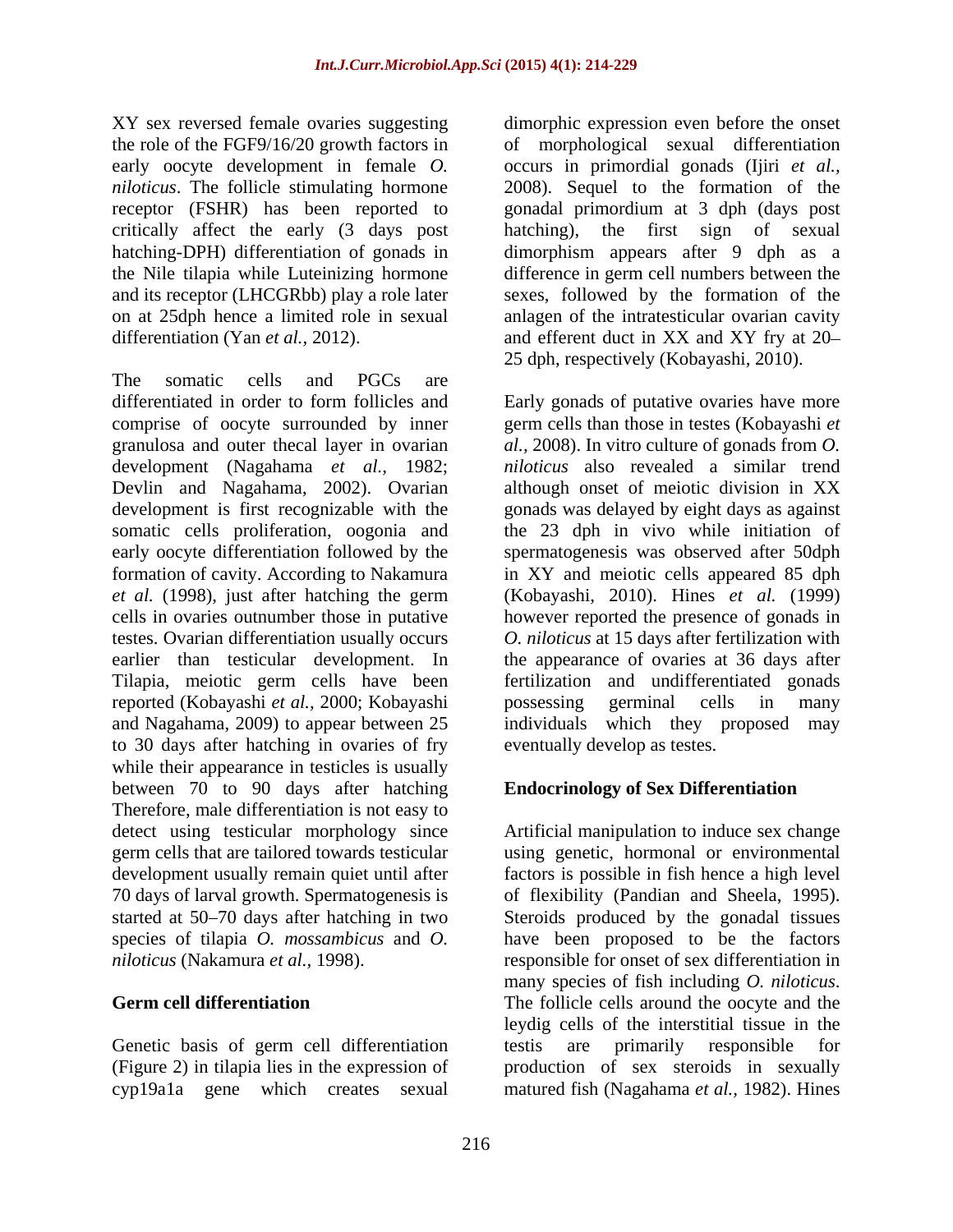XY sex reversed female ovaries suggesting the role of the FGF9/16/20 growth factors in early oocyte development in female *O. niloticus*. The follicle stimulating hormone receptor (FSHR) has been reported to critically affect the early (3 days post hatching-DPH) differentiation of gonads in the Nile tilapia while Luteinizing hormone and its receptor (LHCGRbb) play a role later on at 25dph hence a limited role in sexual differentiation (Yan *et al.,* 2012).

The somatic cells and PGCs are differentiated in order to form follicles and comprise of oocyte surrounded by inner granulosa and outer thecal layer in ovarian development (Nagahama *et al.,* 1982; Devlin and Nagahama, 2002). Ovarian development is first recognizable with the somatic cells proliferation, oogonia and early oocyte differentiation followed by the formation of cavity. According to Nakamura *et al.* (1998), just after hatching the germ cells in ovaries outnumber those in putative testes. Ovarian differentiation usually occurs earlier than testicular development. In Tilapia, meiotic germ cells have been reported (Kobayashi *et al.,* 2000; Kobayashi and Nagahama, 2009) to appear between 25 to 30 days after hatching in ovaries of fry while their appearance in testicles is usually between 70 to 90 days after hatching Therefore, male differentiation is not easy to detect using testicular morphology since germ cells that are tailored towards testicular development usually remain quiet until after 70 days of larval growth. Spermatogenesis is started at 50–70 days after hatching in two species of tilapia *O. mossambicus* and *O. niloticus* (Nakamura *et al.,* 1998).

## Germ cell differentiation

Genetic basis of germ cell differentiation (Figure 2) in tilapia lies in the expression of cyp19a1a gene which creates sexual dimorphic expression even before the onset of morphological sexual differentiation occurs in primordial gonads (Ijiri *et al.,* 2008). Sequel to the formation of the gonadal primordium at 3 dph (days post hatching), the first sign of sexual dimorphism appears after 9 dph as a difference in germ cell numbers between the sexes, followed by the formation of the anlagen of the intratesticular ovarian cavity and efferent duct in XX and XY fry at 20–25 dph, respectively (Kobayashi, 2010).

Early gonads of putative ovaries have more germ cells than those in testes (Kobayashi *et al.,* 2008). In vitro culture of gonads from *O. niloticus* also revealed a similar trend although onset of meiotic division in XX gonads was delayed by eight days as against the 23 dph in vivo while initiation of spermatogenesis was observed after 50dph in XY and meiotic cells appeared 85 dph (Kobayashi, 2010). Hines *et al.* (1999) however reported the presence of gonads in *O. niloticus* at 15 days after fertilization with the appearance of ovaries at 36 days after fertilization and undifferentiated gonads possessing germinal cells in many individuals which they proposed may eventually develop as testes.

## Endocrinology of Sex Differentiation

Artificial manipulation to induce sex change using genetic, hormonal or environmental factors is possible in fish hence a high level of flexibility (Pandian and Sheela, 1995). Steroids produced by the gonadal tissues have been proposed to be the factors responsible for onset of sex differentiation in many species of fish including *O. niloticus*. The follicle cells around the oocyte and the leydig cells of the interstitial tissue in the testis are primarily responsible for production of sex steroids in sexually matured fish (Nagahama *et al.,* 1982). Hines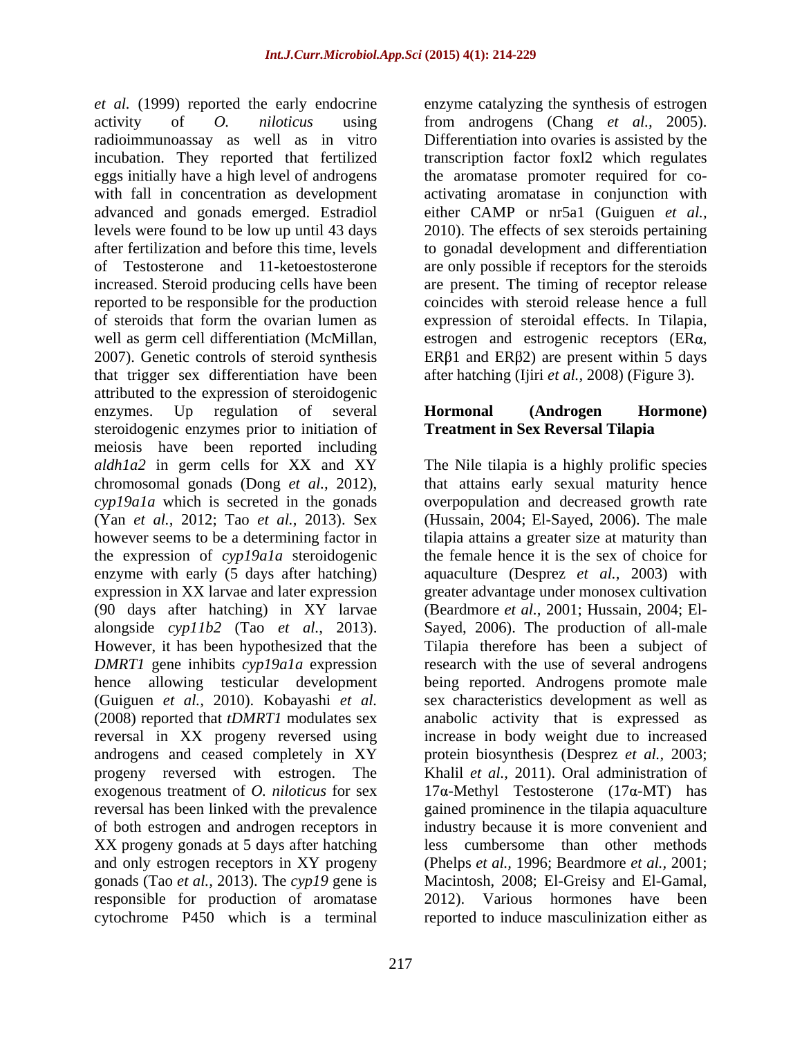*et al.* (1999) reported the early endocrine activity of *O. niloticus* using radioimmunoassay as well as in vitro incubation. They reported that fertilized eggs initially have a high level of androgens with fall in concentration as development advanced and gonads emerged. Estradiol levels were found to be low up until 43 days after fertilization and before this time, levels of Testosterone and 11-ketoestosterone increased. Steroid producing cells have been reported to be responsible for the production of steroids that form the ovarian lumen as well as germ cell differentiation (McMillan, 2007). Genetic controls of steroid synthesis that trigger sex differentiation have been attributed to the expression of steroidogenic enzymes. Up regulation of several steroidogenic enzymes prior to initiation of meiosis have been reported including *aldh1a2* in germ cells for XX and XY chromosomal gonads (Dong *et al.,* 2012), *cyp19a1a* which is secreted in the gonads (Yan *et al.,* 2012; Tao *et al.,* 2013). Sex however seems to be a determining factor in the expression of *cyp19a1a* steroidogenic enzyme with early (5 days after hatching) expression in XX larvae and later expression (90 days after hatching) in XY larvae alongside *cyp11b2* (Tao *et al.,* 2013). However, it has been hypothesized that the *DMRT1* gene inhibits *cyp19a1a* expression hence allowing testicular development (Guiguen *et al.,* 2010). Kobayashi *et al.* (2008) reported that *tDMRT1* modulates sex reversal in XX progeny reversed using androgens and ceased completely in XY progeny reversed with estrogen. The exogenous treatment of *O. niloticus* for sex reversal has been linked with the prevalence of both estrogen and androgen receptors in XX progeny gonads at 5 days after hatching and only estrogen receptors in XY progeny gonads (Tao *et al.,* 2013). The *cyp19* gene is responsible for production of aromatase cytochrome P450 which is a terminal enzyme catalyzing the synthesis of estrogen from androgens (Chang *et al.,* 2005). Differentiation into ovaries is assisted by the transcription factor foxl2 which regulates the aromatase promoter required for co-activating aromatase in conjunction with either CAMP or nr5a1 (Guiguen *et al.,* 2010). The effects of sex steroids pertaining to gonadal development and differentiation are only possible if receptors for the steroids are present. The timing of receptor release coincides with steroid release hence a full expression of steroidal effects. In Tilapia, estrogen and estrogenic receptors (ERα, ERβ1 and ERβ2) are present within 5 days after hatching (Ijiri *et al.,* 2008) (Figure 3).

## Hormonal (Androgen Hormone) Treatment in Sex Reversal Tilapia

The Nile tilapia is a highly prolific species that attains early sexual maturity hence overpopulation and decreased growth rate (Hussain, 2004; El-Sayed, 2006). The male tilapia attains a greater size at maturity than the female hence it is the sex of choice for aquaculture (Desprez *et al.,* 2003) with greater advantage under monosex cultivation (Beardmore *et al.,* 2001; Hussain, 2004; El-Sayed, 2006). The production of all-male Tilapia therefore has been a subject of research with the use of several androgens being reported. Androgens promote male sex characteristics development as well as anabolic activity that is expressed as increase in body weight due to increased protein biosynthesis (Desprez *et al.,* 2003; Khalil *et al.,* 2011). Oral administration of 17α-Methyl Testosterone (17α-MT) has gained prominence in the tilapia aquaculture industry because it is more convenient and less cumbersome than other methods (Phelps *et al.,* 1996; Beardmore *et al.,* 2001; Macintosh, 2008; El-Greisy and El-Gamal, 2012). Various hormones have been reported to induce masculinization either as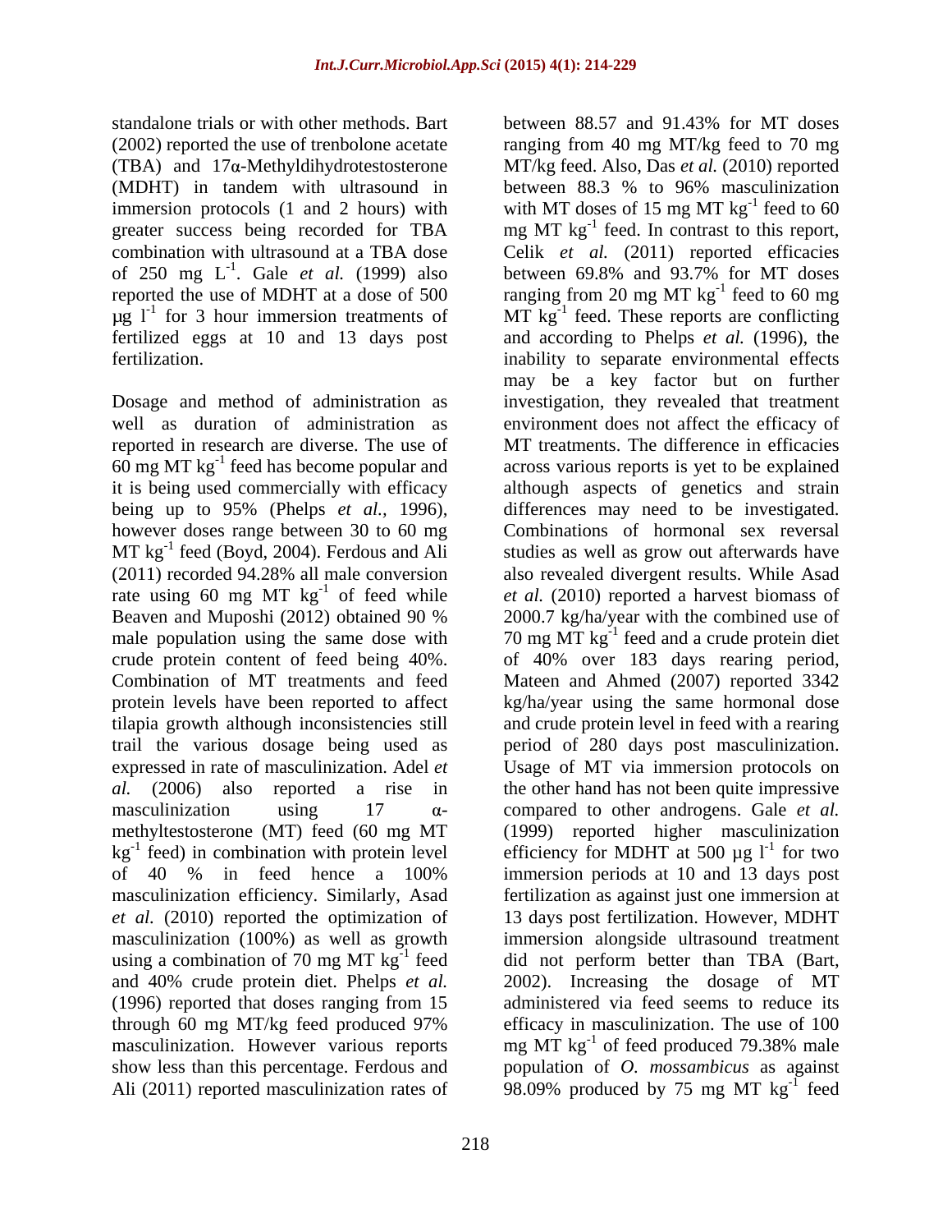standalone trials or with other methods. Bart (2002) reported the use of trenbolone acetate (TBA) and 17α-Methyldihydrotestosterone (MDHT) in tandem with ultrasound in immersion protocols (1 and 2 hours) with greater success being recorded for TBA combination with ultrasound at a TBA dose of 250 mg $L^{-1}$. Gale *et al.* (1999) also reported the use of MDHT at a dose of 500 µg $l^{-1}$ for 3 hour immersion treatments of fertilized eggs at 10 and 13 days post fertilization.

Dosage and method of administration as well as duration of administration as reported in research are diverse. The use of 60 mg MT $kg^{-1}$ feed has become popular and it is being used commercially with efficacy being up to 95% (Phelps *et al.,* 1996), however doses range between 30 to 60 mg MT $kg^{-1}$ feed (Boyd, 2004). Ferdous and Ali (2011) recorded 94.28% all male conversion rate using 60 mg MT $kg^{-1}$ of feed while Beaven and Muposhi (2012) obtained 90 % male population using the same dose with crude protein content of feed being 40%. Combination of MT treatments and feed protein levels have been reported to affect tilapia growth although inconsistencies still trail the various dosage being used as expressed in rate of masculinization. Adel *et al.* (2006) also reported a rise in masculinization using 17 α-methyltestosterone (MT) feed (60 mg MT $kg^{-1}$ feed) in combination with protein level of 40 % in feed hence a 100% masculinization efficiency. Similarly, Asad *et al.* (2010) reported the optimization of masculinization (100%) as well as growth using a combination of 70 mg MT $kg^{-1}$ feed and 40% crude protein diet. Phelps *et al.* (1996) reported that doses ranging from 15 through 60 mg MT/kg feed produced 97% masculinization. However various reports show less than this percentage. Ferdous and Ali (2011) reported masculinization rates of between 88.57 and 91.43% for MT doses ranging from 40 mg MT/kg feed to 70 mg MT/kg feed. Also, Das *et al.* (2010) reported between 88.3 % to 96% masculinization with MT doses of 15 mg MT $kg^{-1}$ feed to 60 mg MT $kg^{-1}$ feed. In contrast to this report, Celik *et al.* (2011) reported efficacies between 69.8% and 93.7% for MT doses ranging from 20 mg MT $kg^{-1}$ feed to 60 mg MT $kg^{-1}$ feed. These reports are conflicting and according to Phelps *et al.* (1996), the inability to separate environmental effects may be a key factor but on further investigation, they revealed that treatment environment does not affect the efficacy of MT treatments. The difference in efficacies across various reports is yet to be explained although aspects of genetics and strain differences may need to be investigated. Combinations of hormonal sex reversal studies as well as grow out afterwards have also revealed divergent results. While Asad *et al.* (2010) reported a harvest biomass of 2000.7 kg/ha/year with the combined use of 70 mg MT $kg^{-1}$ feed and a crude protein diet of 40% over 183 days rearing period, Mateen and Ahmed (2007) reported 3342 kg/ha/year using the same hormonal dose and crude protein level in feed with a rearing period of 280 days post masculinization. Usage of MT via immersion protocols on the other hand has not been quite impressive compared to other androgens. Gale *et al.* (1999) reported higher masculinization efficiency for MDHT at 500 µg $l^{-1}$ for two immersion periods at 10 and 13 days post fertilization as against just one immersion at 13 days post fertilization. However, MDHT immersion alongside ultrasound treatment did not perform better than TBA (Bart, 2002). Increasing the dosage of MT administered via feed seems to reduce its efficacy in masculinization. The use of 100 mg MT $kg^{-1}$ of feed produced 79.38% male population of *O. mossambicus* as against 98.09% produced by 75 mg MT $kg^{-1}$ feed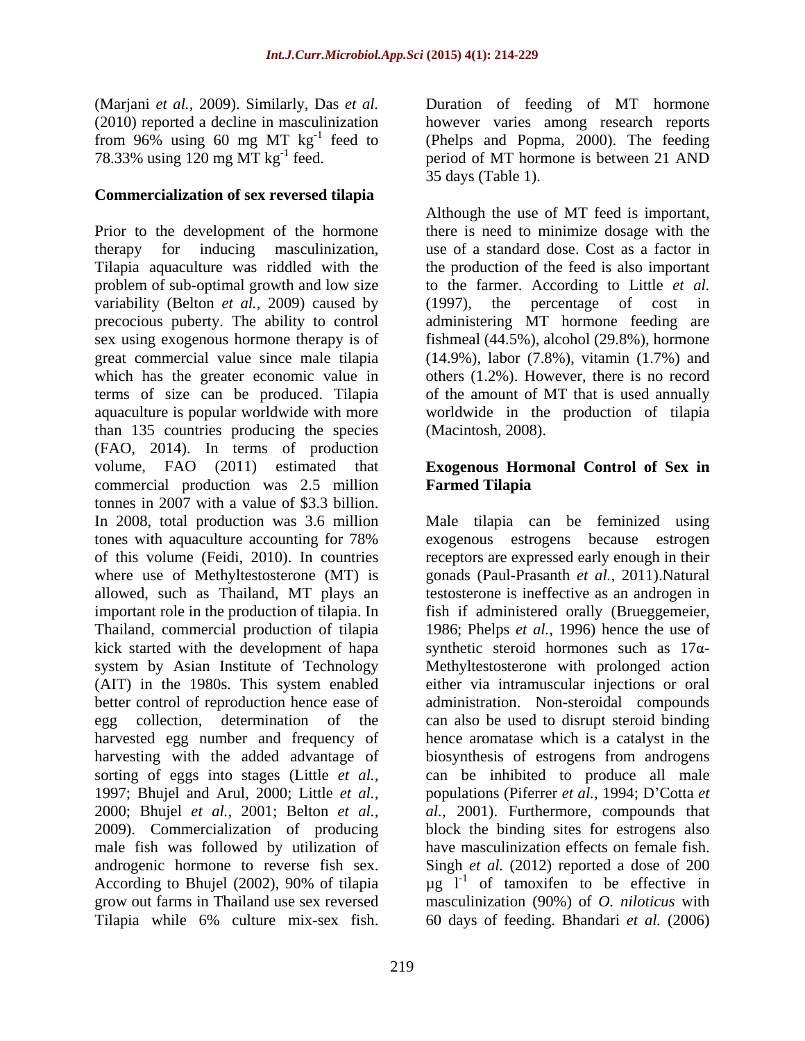(Marjani *et al.,* 2009). Similarly, Das *et al.* (2010) reported a decline in masculinization from 96% using 60 mg MT $kg^{-1}$ feed to 78.33% using 120 mg MT $kg^{-1}$ feed.

## Commercialization of sex reversed tilapia

Prior to the development of the hormone therapy for inducing masculinization, Tilapia aquaculture was riddled with the problem of sub-optimal growth and low size variability (Belton *et al.,* 2009) caused by precocious puberty. The ability to control sex using exogenous hormone therapy is of great commercial value since male tilapia which has the greater economic value in terms of size can be produced. Tilapia aquaculture is popular worldwide with more than 135 countries producing the species (FAO, 2014). In terms of production volume, FAO (2011) estimated that commercial production was 2.5 million tonnes in 2007 with a value of $3.3 billion. In 2008, total production was 3.6 million tones with aquaculture accounting for 78% of this volume (Feidi, 2010). In countries where use of Methyltestosterone (MT) is allowed, such as Thailand, MT plays an important role in the production of tilapia. In Thailand, commercial production of tilapia kick started with the development of hapa system by Asian Institute of Technology (AIT) in the 1980s. This system enabled better control of reproduction hence ease of egg collection, determination of the harvested egg number and frequency of harvesting with the added advantage of sorting of eggs into stages (Little *et al.,* 1997; Bhujel and Arul, 2000; Little *et al.,* 2000; Bhujel *et al.,* 2001; Belton *et al.,* 2009). Commercialization of producing male fish was followed by utilization of androgenic hormone to reverse fish sex. According to Bhujel (2002), 90% of tilapia grow out farms in Thailand use sex reversed Tilapia while 6% culture mix-sex fish. Duration of feeding of MT hormone however varies among research reports (Phelps and Popma, 2000). The feeding period of MT hormone is between 21 AND 35 days (Table 1).

Although the use of MT feed is important, there is need to minimize dosage with the use of a standard dose. Cost as a factor in the production of the feed is also important to the farmer. According to Little *et al.* (1997), the percentage of cost in administering MT hormone feeding are fishmeal (44.5%), alcohol (29.8%), hormone (14.9%), labor (7.8%), vitamin (1.7%) and others (1.2%). However, there is no record of the amount of MT that is used annually worldwide in the production of tilapia (Macintosh, 2008).

## Exogenous Hormonal Control of Sex in Farmed Tilapia

Male tilapia can be feminized using exogenous estrogens because estrogen receptors are expressed early enough in their gonads (Paul-Prasanth *et al.,* 2011).Natural testosterone is ineffective as an androgen in fish if administered orally (Brueggemeier, 1986; Phelps *et al.,* 1996) hence the use of synthetic steroid hormones such as 17α-Methyltestosterone with prolonged action either via intramuscular injections or oral administration. Non-steroidal compounds can also be used to disrupt steroid binding hence aromatase which is a catalyst in the biosynthesis of estrogens from androgens can be inhibited to produce all male populations (Piferrer *et al.,* 1994; D'Cotta *et al.,* 2001). Furthermore, compounds that block the binding sites for estrogens also have masculinization effects on female fish. Singh *et al.* (2012) reported a dose of 200 µg $l^{-1}$ of tamoxifen to be effective in masculinization (90%) of *O. niloticus* with 60 days of feeding. Bhandari *et al.* (2006)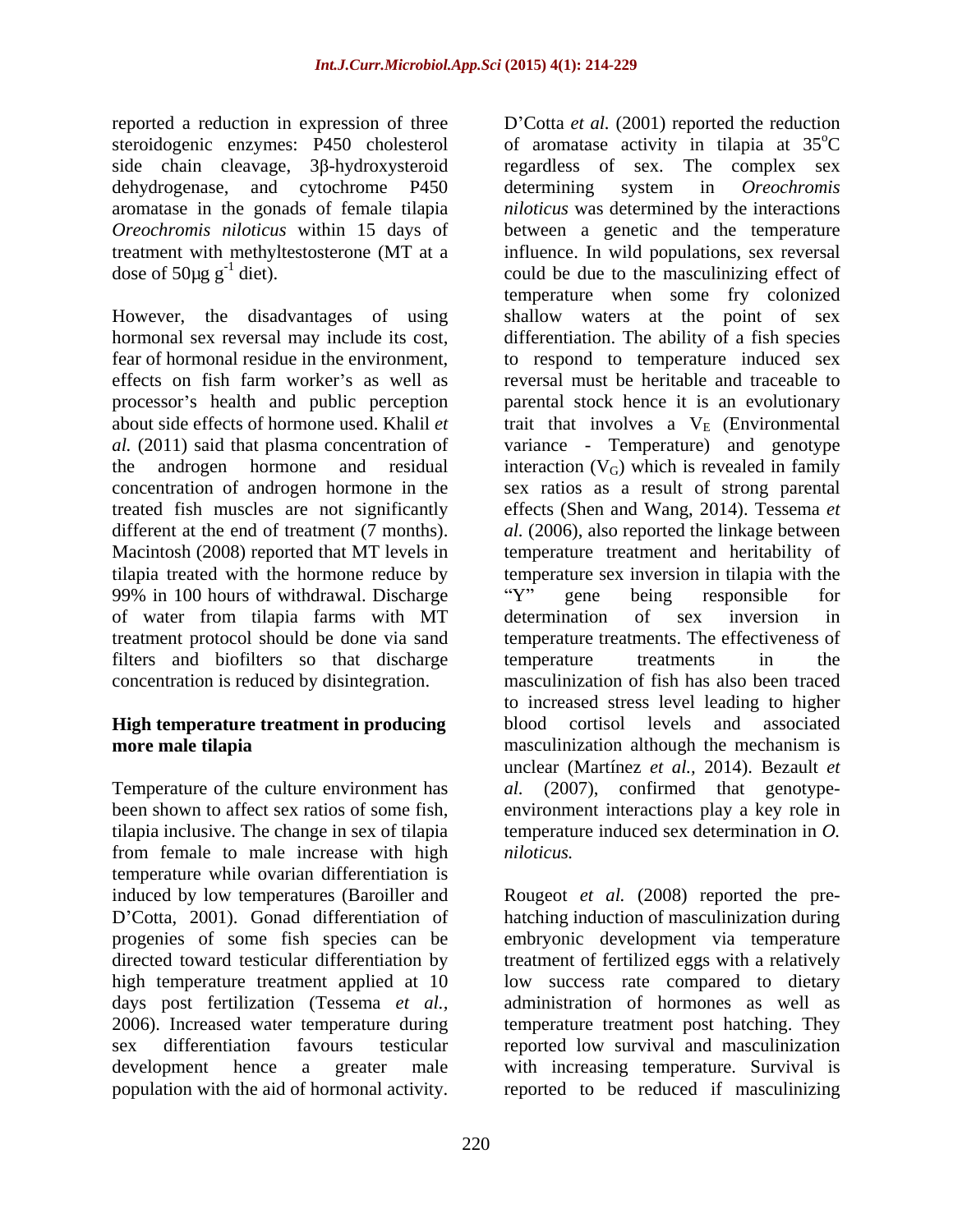reported a reduction in expression of three steroidogenic enzymes: P450 cholesterol side chain cleavage, 3β-hydroxysteroid dehydrogenase, and cytochrome P450 aromatase in the gonads of female tilapia *Oreochromis niloticus* within 15 days of treatment with methyltestosterone (MT at a dose of 50µg $g^{-1}$ diet).

However, the disadvantages of using hormonal sex reversal may include its cost, fear of hormonal residue in the environment, effects on fish farm worker's as well as processor's health and public perception about side effects of hormone used. Khalil *et al.* (2011) said that plasma concentration of the androgen hormone and residual concentration of androgen hormone in the treated fish muscles are not significantly different at the end of treatment (7 months). Macintosh (2008) reported that MT levels in tilapia treated with the hormone reduce by 99% in 100 hours of withdrawal. Discharge of water from tilapia farms with MT treatment protocol should be done via sand filters and biofilters so that discharge concentration is reduced by disintegration.

## High temperature treatment in producing more male tilapia

Temperature of the culture environment has been shown to affect sex ratios of some fish, tilapia inclusive. The change in sex of tilapia from female to male increase with high temperature while ovarian differentiation is induced by low temperatures (Baroiller and D'Cotta, 2001). Gonad differentiation of progenies of some fish species can be directed toward testicular differentiation by high temperature treatment applied at 10 days post fertilization (Tessema *et al.*, 2006). Increased water temperature during sex differentiation favours testicular development hence a greater male population with the aid of hormonal activity. D'Cotta *et al.* (2001) reported the reduction of aromatase activity in tilapia at 35°C regardless of sex. The complex sex determining system in *Oreochromis niloticus* was determined by the interactions between a genetic and the temperature influence. In wild populations, sex reversal could be due to the masculinizing effect of temperature when some fry colonized shallow waters at the point of sex differentiation. The ability of a fish species to respond to temperature induced sex reversal must be heritable and traceable to parental stock hence it is an evolutionary trait that involves a $V_E$ (Environmental variance - Temperature) and genotype interaction ($V_G$) which is revealed in family sex ratios as a result of strong parental effects (Shen and Wang, 2014). Tessema *et al.* (2006), also reported the linkage between temperature treatment and heritability of temperature sex inversion in tilapia with the "Y" gene being responsible for determination of sex inversion in temperature treatments. The effectiveness of temperature treatments in the masculinization of fish has also been traced to increased stress level leading to higher blood cortisol levels and associated masculinization although the mechanism is unclear (Martínez *et al.*, 2014). Bezault *et al.* (2007), confirmed that genotype-environment interactions play a key role in temperature induced sex determination in *O. niloticus.*

Rougeot *et al.* (2008) reported the pre-hatching induction of masculinization during embryonic development via temperature treatment of fertilized eggs with a relatively low success rate compared to dietary administration of hormones as well as temperature treatment post hatching. They reported low survival and masculinization with increasing temperature. Survival is reported to be reduced if masculinizing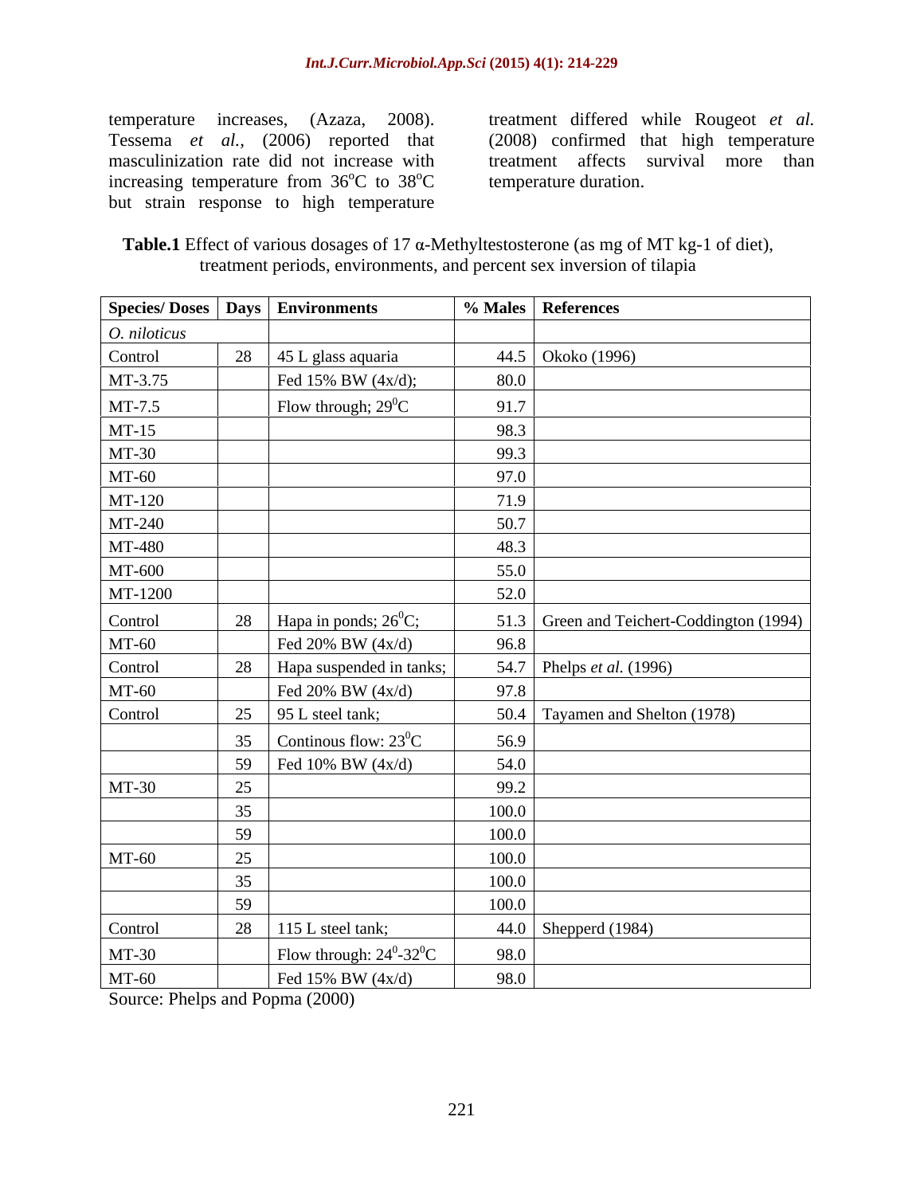temperature increases, (Azaza, 2008). Tessema *et al.*, (2006) reported that masculinization rate did not increase with increasing temperature from 36°C to 38°C but strain response to high temperature treatment differed while Rougeot *et al.* (2008) confirmed that high temperature treatment affects survival more than temperature duration.

**Table.1** Effect of various dosages of 17 α-Methyltestosterone (as mg of MT kg-1 of diet), treatment periods, environments, and percent sex inversion of tilapia

| Species/ Doses | Days | Environments | % Males | References |
|---|---|---|---|---|
| *O. niloticus* | | | | |
| Control | 28 | 45 L glass aquaria | 44.5 | Okoko (1996) |
| MT-3.75 | | Fed 15% BW (4x/d); | 80.0 | |
| MT-7.5 | | Flow through; 29°C | 91.7 | |
| MT-15 | | | 98.3 | |
| MT-30 | | | 99.3 | |
| MT-60 | | | 97.0 | |
| MT-120 | | | 71.9 | |
| MT-240 | | | 50.7 | |
| MT-480 | | | 48.3 | |
| MT-600 | | | 55.0 | |
| MT-1200 | | | 52.0 | |
| Control | 28 | Hapa in ponds; 26°C; | 51.3 | Green and Teichert-Coddington (1994) |
| MT-60 | | Fed 20% BW (4x/d) | 96.8 | |
| Control | 28 | Hapa suspended in tanks; | 54.7 | Phelps *et al.* (1996) |
| MT-60 | | Fed 20% BW (4x/d) | 97.8 | |
| Control | 25 | 95 L steel tank; | 50.4 | Tayamen and Shelton (1978) |
| | 35 | Continous flow: 23°C | 56.9 | |
| | 59 | Fed 10% BW (4x/d) | 54.0 | |
| MT-30 | 25 | | 99.2 | |
| | 35 | | 100.0 | |
| | 59 | | 100.0 | |
| MT-60 | 25 | | 100.0 | |
| | 35 | | 100.0 | |
| | 59 | | 100.0 | |
| Control | 28 | 115 L steel tank; | 44.0 | Shepperd (1984) |
| MT-30 | | Flow through: 24°-32°C | 98.0 | |
| MT-60 | | Fed 15% BW (4x/d) | 98.0 | |

Source: Phelps and Popma (2000)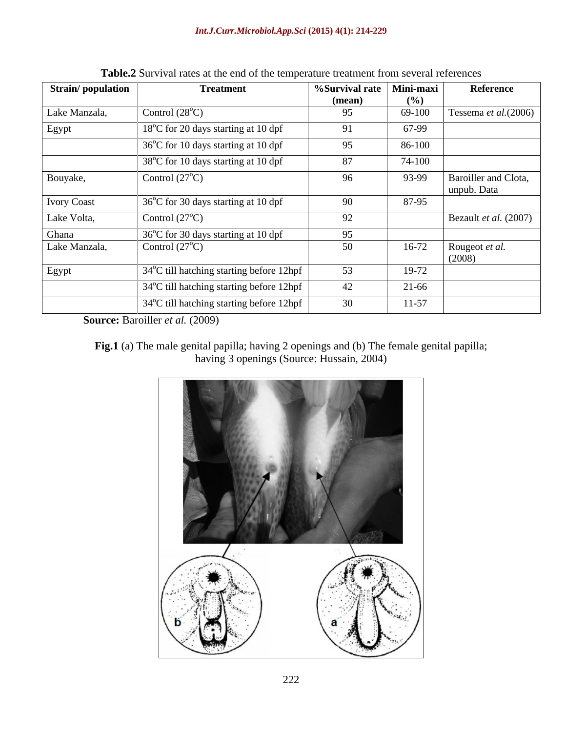**Table.2** Survival rates at the end of the temperature treatment from several references

| Strain/ population | Treatment | %Survival rate (mean) | Mini-maxi (%) | Reference |
|---|---|---|---|---|
| Lake Manzala, | Control (28°C) | 95 | 69-100 | Tessema *et al.*(2006) |
| Egypt | 18°C for 20 days starting at 10 dpf | 91 | 67-99 | |
| | 36°C for 10 days starting at 10 dpf | 95 | 86-100 | |
| | 38°C for 10 days starting at 10 dpf | 87 | 74-100 | |
| Bouyake, | Control (27°C) | 96 | 93-99 | Baroiller and Clota, unpub. Data |
| Ivory Coast | 36°C for 30 days starting at 10 dpf | 90 | 87-95 | |
| Lake Volta, | Control (27°C) | 92 | | Bezault *et al.* (2007) |
| Ghana | 36°C for 30 days starting at 10 dpf | 95 | | |
| Lake Manzala, | Control (27°C) | 50 | 16-72 | Rougeot *et al.* (2008) |
| Egypt | 34°C till hatching starting before 12hpf | 53 | 19-72 | |
| | 34°C till hatching starting before 12hpf | 42 | 21-66 | |
| | 34°C till hatching starting before 12hpf | 30 | 11-57 | |

**Source:** Baroiller *et al.* (2009)

**Fig.1** (a) The male genital papilla; having 2 openings and (b) The female genital papilla; having 3 openings (Source: Hussain, 2004)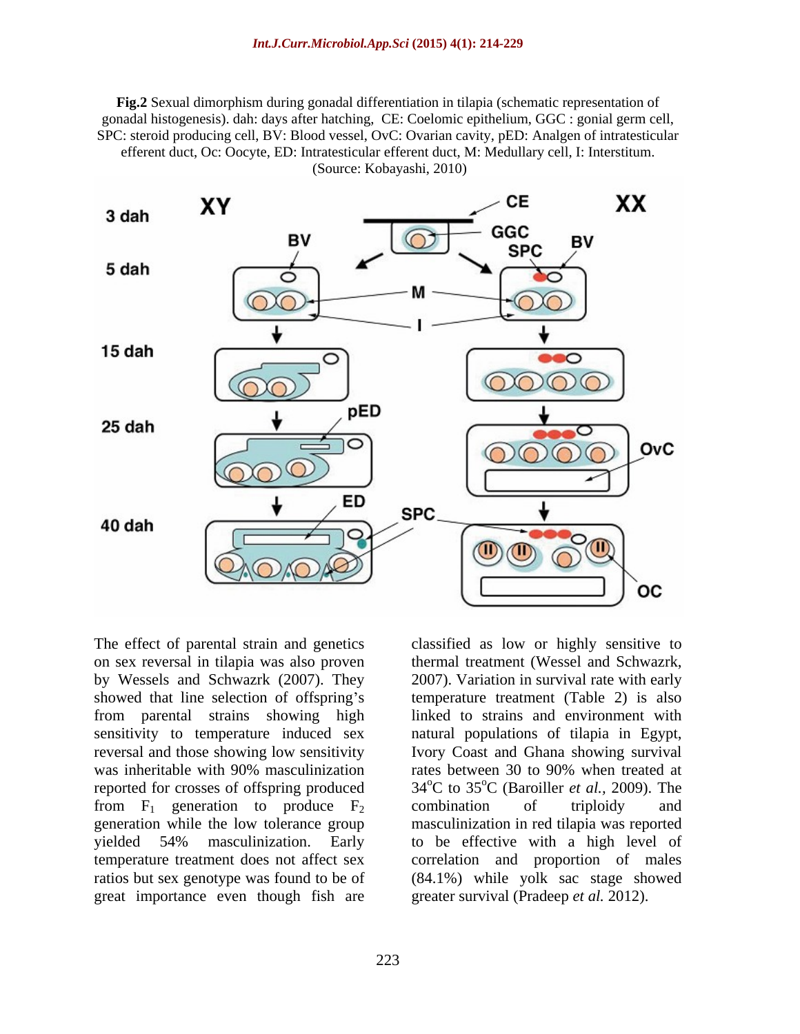**Fig.2** Sexual dimorphism during gonadal differentiation in tilapia (schematic representation of gonadal histogenesis). dah: days after hatching, CE: Coelomic epithelium, GGC : gonial germ cell, SPC: steroid producing cell, BV: Blood vessel, OvC: Ovarian cavity, pED: Analgen of intratesticular efferent duct, Oc: Oocyte, ED: Intratesticular efferent duct, M: Medullary cell, I: Interstitum. (Source: Kobayashi, 2010)

The effect of parental strain and genetics on sex reversal in tilapia was also proven by Wessels and Schwazrk (2007). They showed that line selection of offspring's from parental strains showing high sensitivity to temperature induced sex reversal and those showing low sensitivity was inheritable with 90% masculinization reported for crosses of offspring produced from $F_1$ generation to produce $F_2$ generation while the low tolerance group yielded 54% masculinization. Early temperature treatment does not affect sex ratios but sex genotype was found to be of great importance even though fish are classified as low or highly sensitive to thermal treatment (Wessel and Schwazrk, 2007). Variation in survival rate with early temperature treatment (Table 2) is also linked to strains and environment with natural populations of tilapia in Egypt, Ivory Coast and Ghana showing survival rates between 30 to 90% when treated at 34°C to 35°C (Baroiller *et al.*, 2009). The combination of triploidy and masculinization in red tilapia was reported to be effective with a high level of correlation and proportion of males (84.1%) while yolk sac stage showed greater survival (Pradeep *et al.* 2012).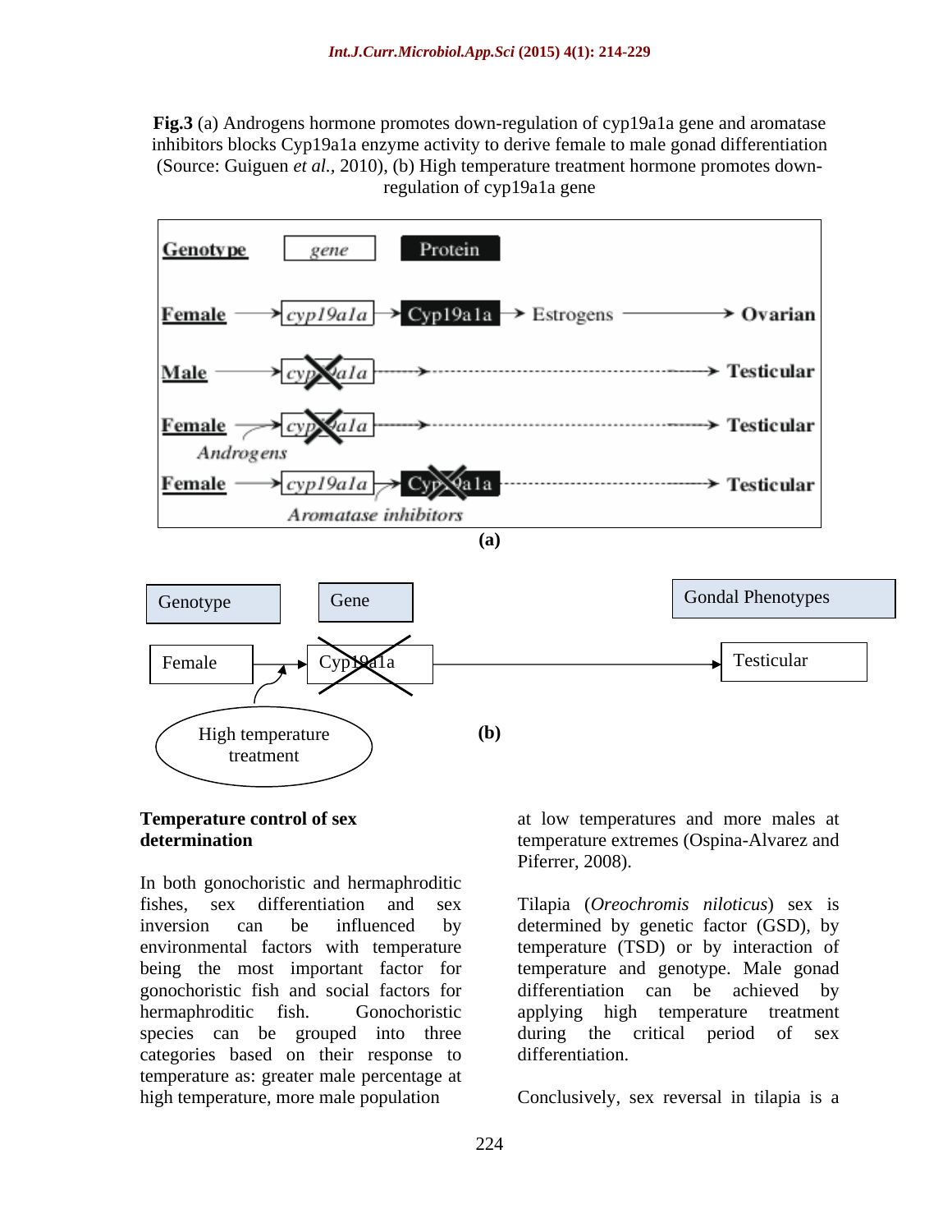**Fig.3** (a) Androgens hormone promotes down-regulation of cyp19a1a gene and aromatase inhibitors blocks Cyp19a1a enzyme activity to derive female to male gonad differentiation (Source: Guiguen *et al.*, 2010), (b) High temperature treatment hormone promotes down-regulation of cyp19a1a gene

(a)

(b)

**Temperature control of sex determination**

In both gonochoristic and hermaphroditic fishes, sex differentiation and sex inversion can be influenced by environmental factors with temperature being the most important factor for gonochoristic fish and social factors for hermaphroditic fish. Gonochoristic species can be grouped into three categories based on their response to temperature as: greater male percentage at high temperature, more male population at low temperatures and more males at temperature extremes (Ospina-Alvarez and Piferrer, 2008).

Tilapia (*Oreochromis niloticus*) sex is determined by genetic factor (GSD), by temperature (TSD) or by interaction of temperature and genotype. Male gonad differentiation can be achieved by applying high temperature treatment during the critical period of sex differentiation.

Conclusively, sex reversal in tilapia is a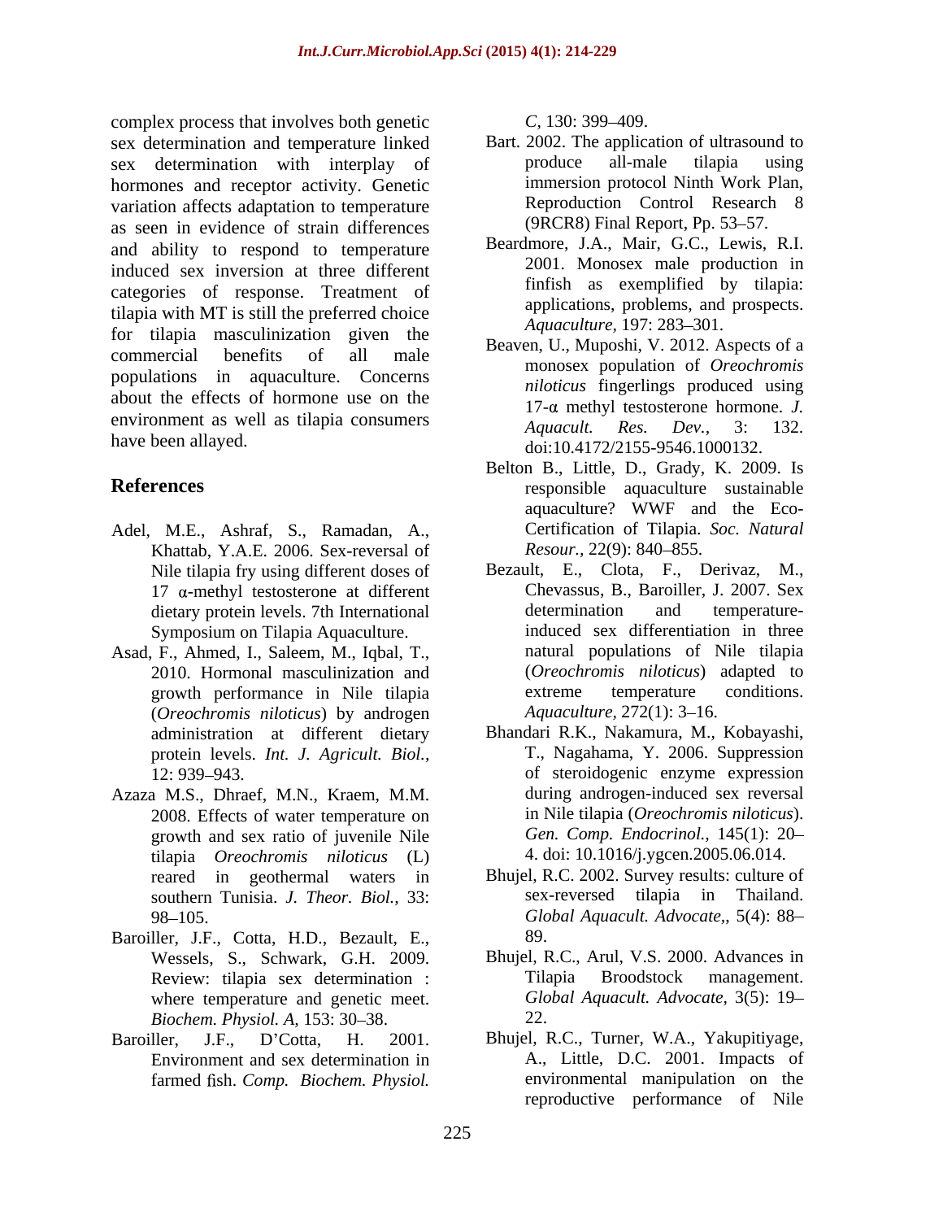complex process that involves both genetic sex determination and temperature linked sex determination with interplay of hormones and receptor activity. Genetic variation affects adaptation to temperature as seen in evidence of strain differences and ability to respond to temperature induced sex inversion at three different categories of response. Treatment of tilapia with MT is still the preferred choice for tilapia masculinization given the commercial benefits of all male populations in aquaculture. Concerns about the effects of hormone use on the environment as well as tilapia consumers have been allayed.

## References

Adel, M.E., Ashraf, S., Ramadan, A., Khattab, Y.A.E. 2006. Sex-reversal of Nile tilapia fry using different doses of 17 α-methyl testosterone at different dietary protein levels. 7th International Symposium on Tilapia Aquaculture.

Asad, F., Ahmed, I., Saleem, M., Iqbal, T., 2010. Hormonal masculinization and growth performance in Nile tilapia (*Oreochromis niloticus*) by androgen administration at different dietary protein levels. *Int. J. Agricult. Biol.,* 12: 939–943.

Azaza M.S., Dhraef, M.N., Kraem, M.M. 2008. Effects of water temperature on growth and sex ratio of juvenile Nile tilapia *Oreochromis niloticus* (L) reared in geothermal waters in southern Tunisia. *J. Theor. Biol.,* 33: 98–105.

Baroiller, J.F., Cotta, H.D., Bezault, E., Wessels, S., Schwark, G.H. 2009. Review: tilapia sex determination : where temperature and genetic meet. *Biochem. Physiol. A,* 153: 30–38.

Baroiller, J.F., D'Cotta, H. 2001. Environment and sex determination in farmed fish. *Comp. Biochem. Physiol. C,* 130: 399–409.

Bart. 2002. The application of ultrasound to produce all-male tilapia using immersion protocol Ninth Work Plan, Reproduction Control Research 8 (9RCR8) Final Report, Pp. 53–57.

Beardmore, J.A., Mair, G.C., Lewis, R.I. 2001. Monosex male production in finfish as exemplified by tilapia: applications, problems, and prospects. *Aquaculture,* 197: 283–301.

Beaven, U., Muposhi, V. 2012. Aspects of a monosex population of *Oreochromis niloticus* fingerlings produced using 17-α methyl testosterone hormone. *J. Aquacult. Res. Dev.,* 3: 132. doi:10.4172/2155-9546.1000132.

Belton B., Little, D., Grady, K. 2009. Is responsible aquaculture sustainable aquaculture? WWF and the Eco-Certification of Tilapia. *Soc. Natural Resour.,* 22(9): 840–855.

Bezault, E., Clota, F., Derivaz, M., Chevassus, B., Baroiller, J. 2007. Sex determination and temperature-induced sex differentiation in three natural populations of Nile tilapia (*Oreochromis niloticus*) adapted to extreme temperature conditions. *Aquaculture,* 272(1): 3–16.

Bhandari R.K., Nakamura, M., Kobayashi, T., Nagahama, Y. 2006. Suppression of steroidogenic enzyme expression during androgen-induced sex reversal in Nile tilapia (*Oreochromis niloticus*). *Gen. Comp. Endocrinol.,* 145(1): 20–4. doi: 10.1016/j.ygcen.2005.06.014.

Bhujel, R.C. 2002. Survey results: culture of sex-reversed tilapia in Thailand. *Global Aquacult. Advocate,,* 5(4): 88–89.

Bhujel, R.C., Arul, V.S. 2000. Advances in Tilapia Broodstock management. *Global Aquacult. Advocate,* 3(5): 19–22.

Bhujel, R.C., Turner, W.A., Yakupitiyage, A., Little, D.C. 2001. Impacts of environmental manipulation on the reproductive performance of Nile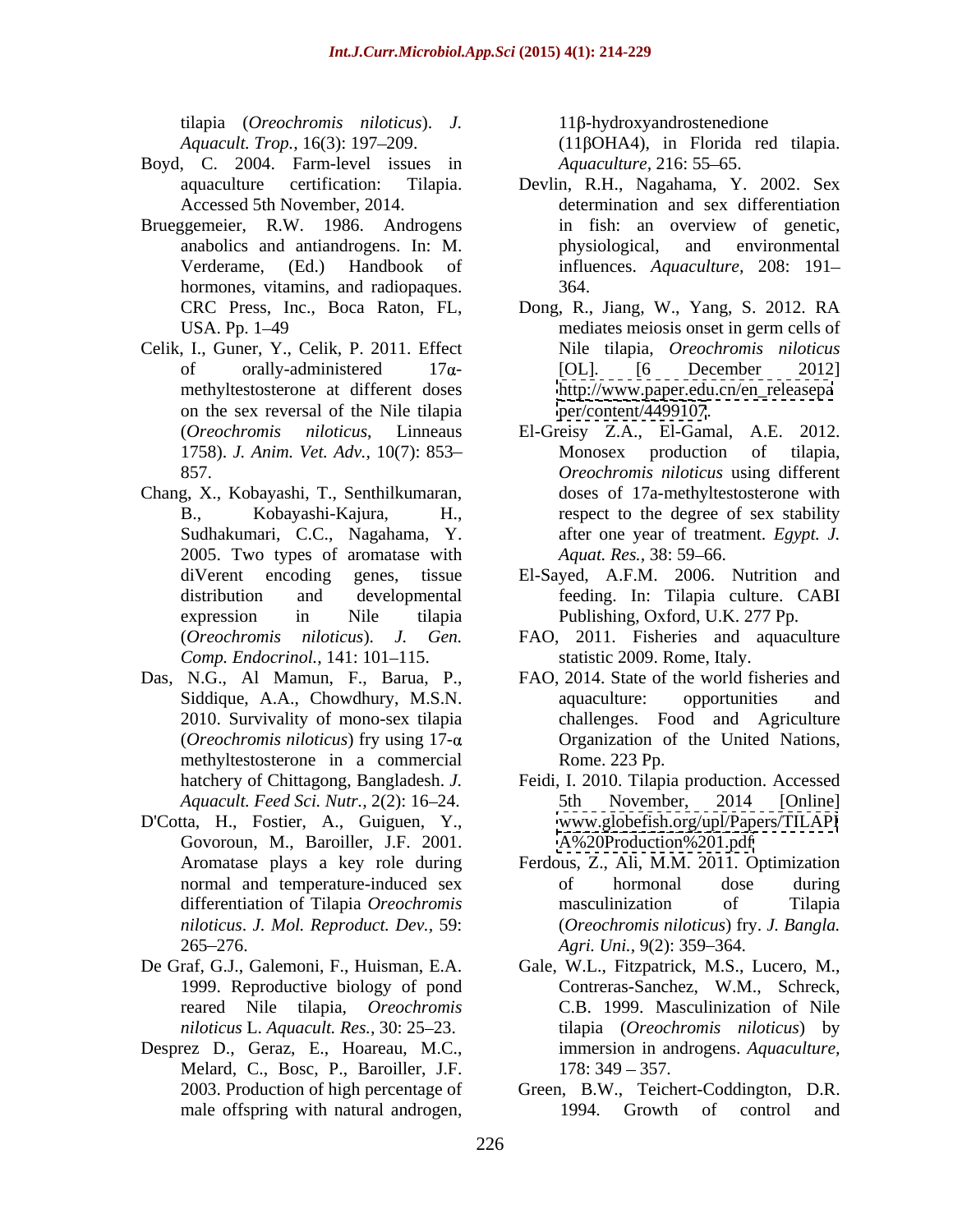tilapia (*Oreochromis niloticus*). *J. Aquacult. Trop.,* 16(3): 197–209.

Boyd, C. 2004. Farm-level issues in aquaculture certification: Tilapia. Accessed 5th November, 2014.

Brueggemeier, R.W. 1986. Androgens anabolics and antiandrogens. In: M. Verderame, (Ed.) Handbook of hormones, vitamins, and radiopaques. CRC Press, Inc., Boca Raton, FL, USA. Pp. 1–49

Celik, I., Guner, Y., Celik, P. 2011. Effect of orally-administered 17α-methyltestosterone at different doses on the sex reversal of the Nile tilapia (*Oreochromis niloticus*, Linneaus 1758). *J. Anim. Vet. Adv.,* 10(7): 853–857.

Chang, X., Kobayashi, T., Senthilkumaran, B., Kobayashi-Kajura, H., Sudhakumari, C.C., Nagahama, Y. 2005. Two types of aromatase with diVerent encoding genes, tissue distribution and developmental expression in Nile tilapia (*Oreochromis niloticus*). *J. Gen. Comp. Endocrinol.,* 141: 101–115.

Das, N.G., Al Mamun, F., Barua, P., Siddique, A.A., Chowdhury, M.S.N. 2010. Survivality of mono-sex tilapia (*Oreochromis niloticus*) fry using 17-α methyltestosterone in a commercial hatchery of Chittagong, Bangladesh. *J. Aquacult. Feed Sci. Nutr.,* 2(2): 16–24.

D'Cotta, H., Fostier, A., Guiguen, Y., Govoroun, M., Baroiller, J.F. 2001. Aromatase plays a key role during normal and temperature-induced sex differentiation of Tilapia *Oreochromis niloticus*. *J. Mol. Reproduct. Dev.,* 59: 265–276.

De Graf, G.J., Galemoni, F., Huisman, E.A. 1999. Reproductive biology of pond reared Nile tilapia, *Oreochromis niloticus* L. *Aquacult. Res.,* 30: 25–23.

Desprez D., Geraz, E., Hoareau, M.C., Melard, C., Bosc, P., Baroiller, J.F. 2003. Production of high percentage of male offspring with natural androgen, 11β-hydroxyandrostenedione (11βOHA4), in Florida red tilapia. *Aquaculture,* 216: 55–65.

Devlin, R.H., Nagahama, Y. 2002. Sex determination and sex differentiation in fish: an overview of genetic, physiological, and environmental influences. *Aquaculture,* 208: 191–364.

Dong, R., Jiang, W., Yang, S. 2012. RA mediates meiosis onset in germ cells of Nile tilapia, *Oreochromis niloticus* [OL]. [6 December 2012] http://www.paper.edu.cn/en_releasepaper/content/4499107.

El-Greisy Z.A., El-Gamal, A.E. 2012. Monosex production of tilapia, *Oreochromis niloticus* using different doses of 17a-methyltestosterone with respect to the degree of sex stability after one year of treatment. *Egypt. J. Aquat. Res.,* 38: 59–66.

El-Sayed, A.F.M. 2006. Nutrition and feeding. In: Tilapia culture. CABI Publishing, Oxford, U.K. 277 Pp.

FAO, 2011. Fisheries and aquaculture statistic 2009. Rome, Italy.

FAO, 2014. State of the world fisheries and aquaculture: opportunities and challenges. Food and Agriculture Organization of the United Nations, Rome. 223 Pp.

Feidi, I. 2010. Tilapia production. Accessed 5th November, 2014 [Online] www.globefish.org/upl/Papers/TILAPIA%20Production%201.pdf

Ferdous, Z., Ali, M.M. 2011. Optimization of hormonal dose during masculinization of Tilapia (*Oreochromis niloticus*) fry. *J. Bangla. Agri. Uni.,* 9(2): 359–364.

Gale, W.L., Fitzpatrick, M.S., Lucero, M., Contreras-Sanchez, W.M., Schreck, C.B. 1999. Masculinization of Nile tilapia (*Oreochromis niloticus*) by immersion in androgens. *Aquaculture,* 178: 349 – 357.

Green, B.W., Teichert-Coddington, D.R. 1994. Growth of control and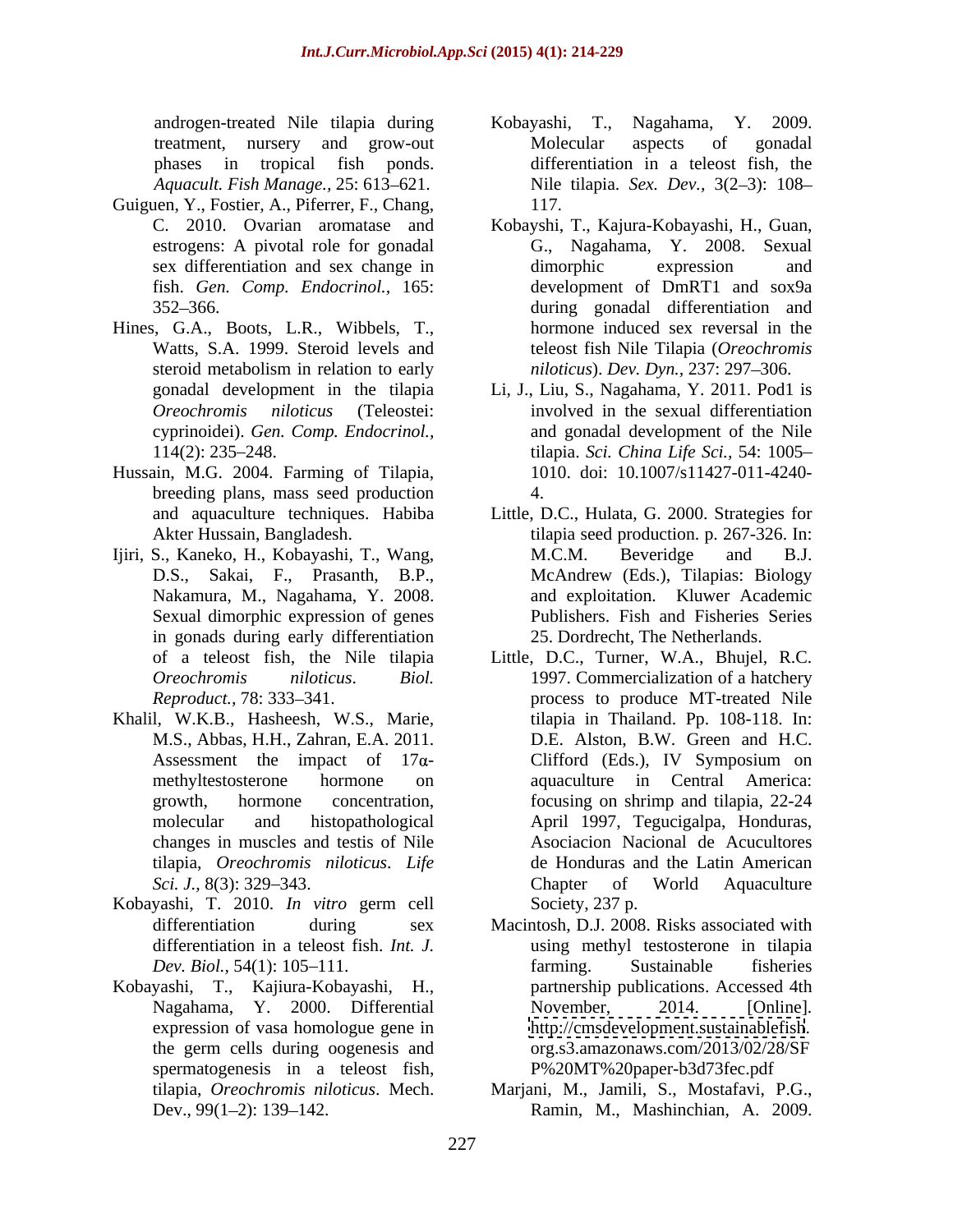androgen-treated Nile tilapia during treatment, nursery and grow-out phases in tropical fish ponds. *Aquacult. Fish Manage.,* 25: 613–621.

Guiguen, Y., Fostier, A., Piferrer, F., Chang, C. 2010. Ovarian aromatase and estrogens: A pivotal role for gonadal sex differentiation and sex change in fish. *Gen. Comp. Endocrinol.,* 165: 352–366.

Hines, G.A., Boots, L.R., Wibbels, T., Watts, S.A. 1999. Steroid levels and steroid metabolism in relation to early gonadal development in the tilapia *Oreochromis niloticus* (Teleostei: cyprinoidei). *Gen. Comp. Endocrinol.,* 114(2): 235–248.

Hussain, M.G. 2004. Farming of Tilapia, breeding plans, mass seed production and aquaculture techniques. Habiba Akter Hussain, Bangladesh.

Ijiri, S., Kaneko, H., Kobayashi, T., Wang, D.S., Sakai, F., Prasanth, B.P., Nakamura, M., Nagahama, Y. 2008. Sexual dimorphic expression of genes in gonads during early differentiation of a teleost fish, the Nile tilapia *Oreochromis niloticus*. *Biol. Reproduct.,* 78: 333–341.

Khalil, W.K.B., Hasheesh, W.S., Marie, M.S., Abbas, H.H., Zahran, E.A. 2011. Assessment the impact of 17α-methyltestosterone hormone on growth, hormone concentration, molecular and histopathological changes in muscles and testis of Nile tilapia, *Oreochromis niloticus*. *Life Sci. J.,* 8(3): 329–343.

Kobayashi, T. 2010. *In vitro* germ cell differentiation during sex differentiation in a teleost fish. *Int. J. Dev. Biol.,* 54(1): 105–111.

Kobayashi, T., Kajiura-Kobayashi, H., Nagahama, Y. 2000. Differential expression of vasa homologue gene in the germ cells during oogenesis and spermatogenesis in a teleost fish, tilapia, *Oreochromis niloticus*. Mech. Dev., 99(1–2): 139–142.

Kobayashi, T., Nagahama, Y. 2009. Molecular aspects of gonadal differentiation in a teleost fish, the Nile tilapia. *Sex. Dev.,* 3(2–3): 108–117.

Kobayshi, T., Kajura-Kobayashi, H., Guan, G., Nagahama, Y. 2008. Sexual dimorphic expression and development of DmRT1 and sox9a during gonadal differentiation and hormone induced sex reversal in the teleost fish Nile Tilapia (*Oreochromis niloticus*). *Dev. Dyn.,* 237: 297–306.

Li, J., Liu, S., Nagahama, Y. 2011. Pod1 is involved in the sexual differentiation and gonadal development of the Nile tilapia. *Sci. China Life Sci.,* 54: 1005–1010. doi: 10.1007/s11427-011-4240-4.

Little, D.C., Hulata, G. 2000. Strategies for tilapia seed production. p. 267-326. In: M.C.M. Beveridge and B.J. McAndrew (Eds.), Tilapias: Biology and exploitation. Kluwer Academic Publishers. Fish and Fisheries Series 25. Dordrecht, The Netherlands.

Little, D.C., Turner, W.A., Bhujel, R.C. 1997. Commercialization of a hatchery process to produce MT-treated Nile tilapia in Thailand. Pp. 108-118. In: D.E. Alston, B.W. Green and H.C. Clifford (Eds.), IV Symposium on aquaculture in Central America: focusing on shrimp and tilapia, 22-24 April 1997, Tegucigalpa, Honduras, Asociacion Nacional de Acucultores de Honduras and the Latin American Chapter of World Aquaculture Society, 237 p.

Macintosh, D.J. 2008. Risks associated with using methyl testosterone in tilapia farming. Sustainable fisheries partnership publications. Accessed 4th November, 2014. [Online]. http://cmsdevelopment.sustainablefish.org.s3.amazonaws.com/2013/02/28/SFP%20MT%20paper-b3d73fec.pdf

Marjani, M., Jamili, S., Mostafavi, P.G., Ramin, M., Mashinchian, A. 2009.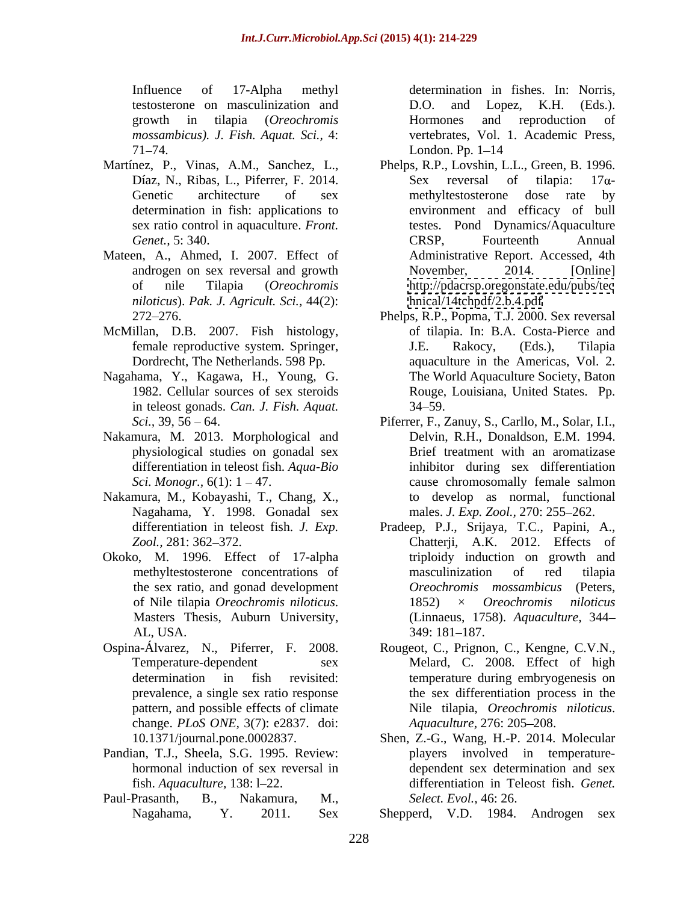Influence of 17-Alpha methyl testosterone on masculinization and growth in tilapia (*Oreochromis mossambicus*). *J. Fish. Aquat. Sci.,* 4: 71–74.

Martínez, P., Vinas, A.M., Sanchez, L., Díaz, N., Ribas, L., Piferrer, F. 2014. Genetic architecture of sex determination in fish: applications to sex ratio control in aquaculture. *Front. Genet.,* 5: 340.

Mateen, A., Ahmed, I. 2007. Effect of androgen on sex reversal and growth of nile Tilapia (*Oreochromis niloticus*). *Pak. J. Agricult. Sci.,* 44(2): 272–276.

McMillan, D.B. 2007. Fish histology, female reproductive system. Springer, Dordrecht, The Netherlands. 598 Pp.

Nagahama, Y., Kagawa, H., Young, G. 1982. Cellular sources of sex steroids in teleost gonads. *Can. J. Fish. Aquat. Sci.,* 39, 56 – 64.

Nakamura, M. 2013. Morphological and physiological studies on gonadal sex differentiation in teleost fish. *Aqua-Bio Sci. Monogr.,* 6(1): 1 – 47.

Nakamura, M., Kobayashi, T., Chang, X., Nagahama, Y. 1998. Gonadal sex differentiation in teleost fish. *J. Exp. Zool.,* 281: 362–372.

Okoko, M. 1996. Effect of 17-alpha methyltestosterone concentrations of the sex ratio, and gonad development of Nile tilapia *Oreochromis niloticus*. Masters Thesis, Auburn University, AL, USA.

Ospina-Álvarez, N., Piferrer, F. 2008. Temperature-dependent sex determination in fish revisited: prevalence, a single sex ratio response pattern, and possible effects of climate change. *PLoS ONE,* 3(7): e2837. doi: 10.1371/journal.pone.0002837.

Pandian, T.J., Sheela, S.G. 1995. Review: hormonal induction of sex reversal in fish. *Aquaculture,* 138: l–22.

Paul-Prasanth, B., Nakamura, M., Nagahama, Y. 2011. Sex determination in fishes. In: Norris, D.O. and Lopez, K.H. (Eds.). Hormones and reproduction of vertebrates, Vol. 1. Academic Press, London. Pp. 1–14

Phelps, R.P., Lovshin, L.L., Green, B. 1996. Sex reversal of tilapia: 17α-methyltestosterone dose rate by environment and efficacy of bull testes. Pond Dynamics/Aquaculture CRSP, Fourteenth Annual Administrative Report. Accessed, 4th November, 2014. [Online] http://pdacrsp.oregonstate.edu/pubs/technical/14tchpdf/2.b.4.pdf

Phelps, R.P., Popma, T.J. 2000. Sex reversal of tilapia. In: B.A. Costa-Pierce and J.E. Rakocy, (Eds.), Tilapia aquaculture in the Americas, Vol. 2. The World Aquaculture Society, Baton Rouge, Louisiana, United States. Pp. 34–59.

Piferrer, F., Zanuy, S., Carllo, M., Solar, I.I., Delvin, R.H., Donaldson, E.M. 1994. Brief treatment with an aromatizase inhibitor during sex differentiation cause chromosomally female salmon to develop as normal, functional males. *J. Exp. Zool.,* 270: 255–262.

Pradeep, P.J., Srijaya, T.C., Papini, A., Chatterji, A.K. 2012. Effects of triploidy induction on growth and masculinization of red tilapia *Oreochromis mossambicus* (Peters, 1852) × *Oreochromis niloticus* (Linnaeus, 1758). *Aquaculture,* 344–349: 181–187.

Rougeot, C., Prignon, C., Kengne, C.V.N., Melard, C. 2008. Effect of high temperature during embryogenesis on the sex differentiation process in the Nile tilapia, *Oreochromis niloticus*. *Aquaculture,* 276: 205–208.

Shen, Z.-G., Wang, H.-P. 2014. Molecular players involved in temperature-dependent sex determination and sex differentiation in Teleost fish. *Genet. Select. Evol.,* 46: 26.

Shepperd, V.D. 1984. Androgen sex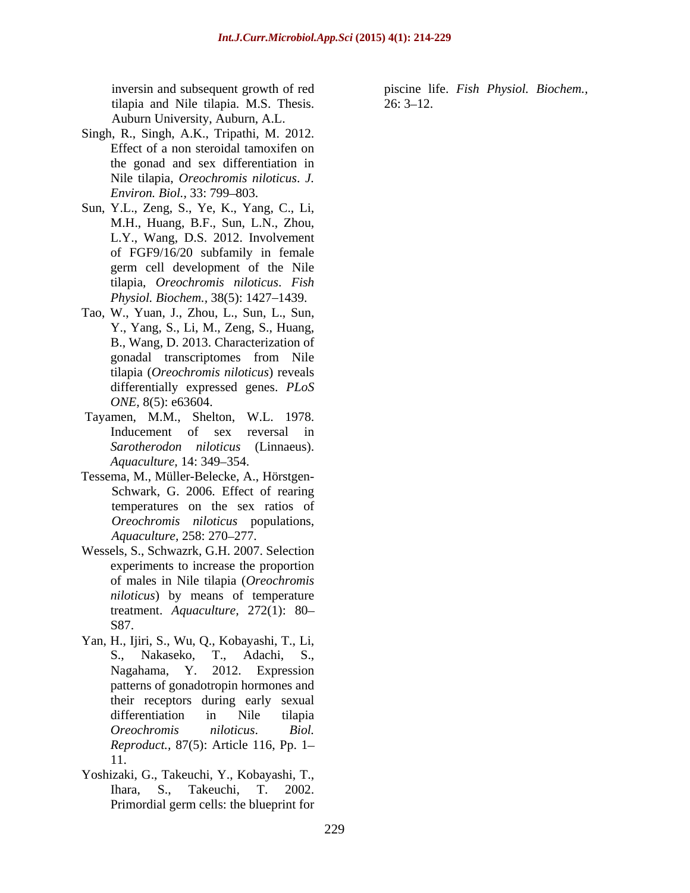inversin and subsequent growth of red tilapia and Nile tilapia. M.S. Thesis. Auburn University, Auburn, A.L.

Singh, R., Singh, A.K., Tripathi, M. 2012. Effect of a non steroidal tamoxifen on the gonad and sex differentiation in Nile tilapia, *Oreochromis niloticus*. *J. Environ. Biol.,* 33: 799–803.

Sun, Y.L., Zeng, S., Ye, K., Yang, C., Li, M.H., Huang, B.F., Sun, L.N., Zhou, L.Y., Wang, D.S. 2012. Involvement of FGF9/16/20 subfamily in female germ cell development of the Nile tilapia, *Oreochromis niloticus*. *Fish Physiol. Biochem.,* 38(5): 1427–1439.

Tao, W., Yuan, J., Zhou, L., Sun, L., Sun, Y., Yang, S., Li, M., Zeng, S., Huang, B., Wang, D. 2013. Characterization of gonadal transcriptomes from Nile tilapia (*Oreochromis niloticus*) reveals differentially expressed genes. *PLoS ONE,* 8(5): e63604.

Tayamen, M.M., Shelton, W.L. 1978. Inducement of sex reversal in *Sarotherodon niloticus* (Linnaeus). *Aquaculture,* 14: 349–354.

Tessema, M., Müller-Belecke, A., Hörstgen-Schwark, G. 2006. Effect of rearing temperatures on the sex ratios of *Oreochromis niloticus* populations, *Aquaculture,* 258: 270–277.

Wessels, S., Schwazrk, G.H. 2007. Selection experiments to increase the proportion of males in Nile tilapia (*Oreochromis niloticus*) by means of temperature treatment. *Aquaculture,* 272(1): 80–S87.

Yan, H., Ijiri, S., Wu, Q., Kobayashi, T., Li, S., Nakaseko, T., Adachi, S., Nagahama, Y. 2012. Expression patterns of gonadotropin hormones and their receptors during early sexual differentiation in Nile tilapia *Oreochromis niloticus*. *Biol. Reproduct.,* 87(5): Article 116, Pp. 1–11.

Yoshizaki, G., Takeuchi, Y., Kobayashi, T., Ihara, S., Takeuchi, T. 2002. Primordial germ cells: the blueprint for piscine life. *Fish Physiol. Biochem.,* 26: 3–12.